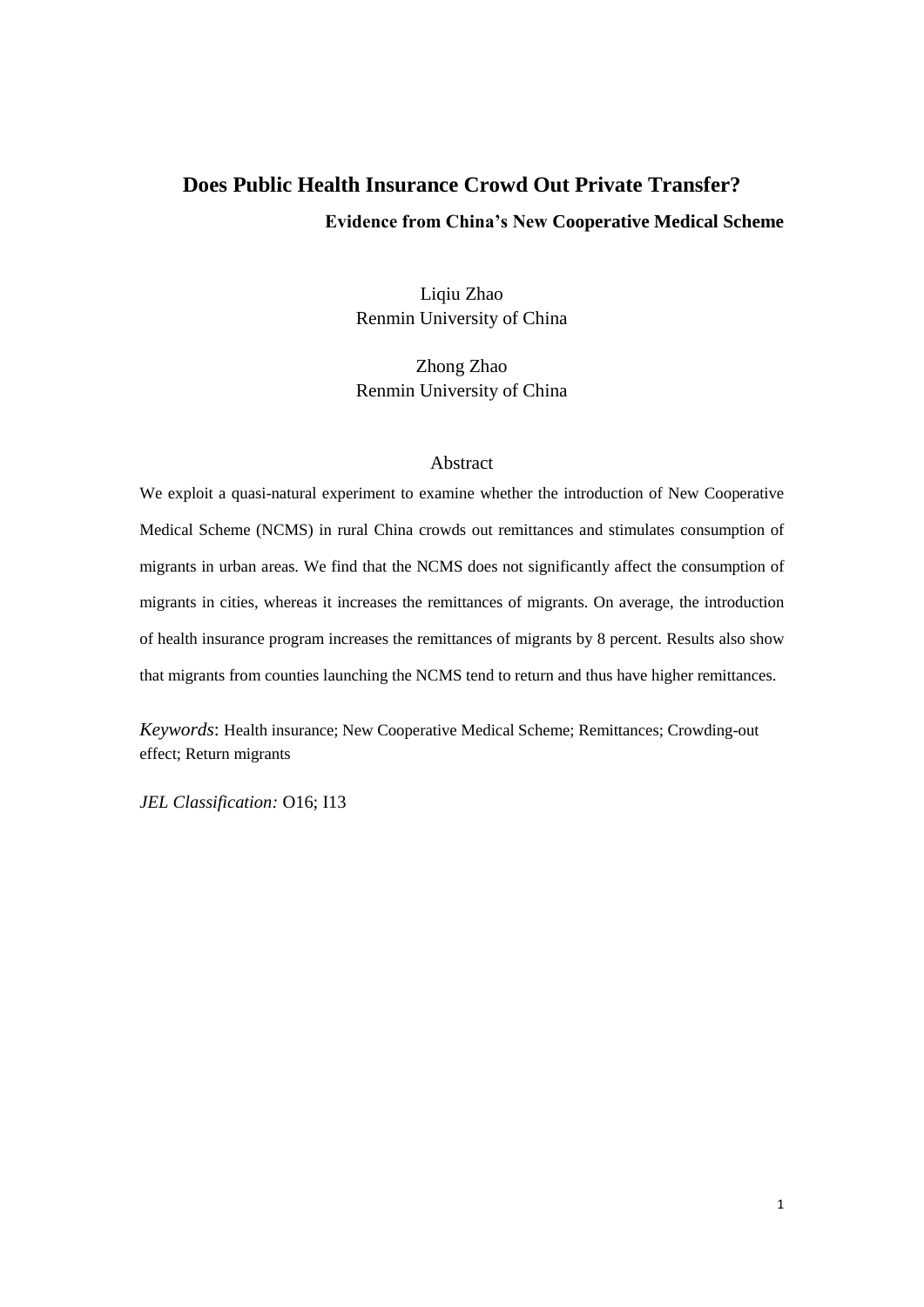# Does Public Health Insurance Crowd Out Private Transfer?

### Evidence from China's New Cooperative Medical Scheme

Liqiu Zhao
Renmin University of China

Zhong Zhao
Renmin University of China

## Abstract

We exploit a quasi-natural experiment to examine whether the introduction of New Cooperative Medical Scheme (NCMS) in rural China crowds out remittances and stimulates consumption of migrants in urban areas. We find that the NCMS does not significantly affect the consumption of migrants in cities, whereas it increases the remittances of migrants. On average, the introduction of health insurance program increases the remittances of migrants by 8 percent. Results also show that migrants from counties launching the NCMS tend to return and thus have higher remittances.

*Keywords*: Health insurance; New Cooperative Medical Scheme; Remittances; Crowding-out effect; Return migrants

*JEL Classification:* O16; I13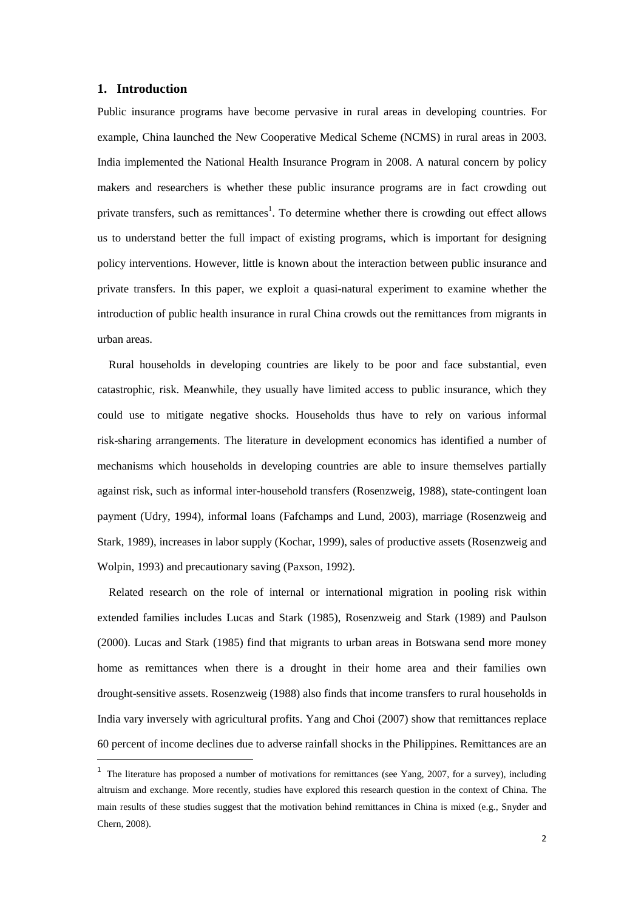## 1. Introduction

Public insurance programs have become pervasive in rural areas in developing countries. For example, China launched the New Cooperative Medical Scheme (NCMS) in rural areas in 2003. India implemented the National Health Insurance Program in 2008. A natural concern by policy makers and researchers is whether these public insurance programs are in fact crowding out private transfers, such as remittances[1]. To determine whether there is crowding out effect allows us to understand better the full impact of existing programs, which is important for designing policy interventions. However, little is known about the interaction between public insurance and private transfers. In this paper, we exploit a quasi-natural experiment to examine whether the introduction of public health insurance in rural China crowds out the remittances from migrants in urban areas.

Rural households in developing countries are likely to be poor and face substantial, even catastrophic, risk. Meanwhile, they usually have limited access to public insurance, which they could use to mitigate negative shocks. Households thus have to rely on various informal risk-sharing arrangements. The literature in development economics has identified a number of mechanisms which households in developing countries are able to insure themselves partially against risk, such as informal inter-household transfers (Rosenzweig, 1988), state-contingent loan payment (Udry, 1994), informal loans (Fafchamps and Lund, 2003), marriage (Rosenzweig and Stark, 1989), increases in labor supply (Kochar, 1999), sales of productive assets (Rosenzweig and Wolpin, 1993) and precautionary saving (Paxson, 1992).

Related research on the role of internal or international migration in pooling risk within extended families includes Lucas and Stark (1985), Rosenzweig and Stark (1989) and Paulson (2000). Lucas and Stark (1985) find that migrants to urban areas in Botswana send more money home as remittances when there is a drought in their home area and their families own drought-sensitive assets. Rosenzweig (1988) also finds that income transfers to rural households in India vary inversely with agricultural profits. Yang and Choi (2007) show that remittances replace 60 percent of income declines due to adverse rainfall shocks in the Philippines. Remittances are an

[1] The literature has proposed a number of motivations for remittances (see Yang, 2007, for a survey), including altruism and exchange. More recently, studies have explored this research question in the context of China. The main results of these studies suggest that the motivation behind remittances in China is mixed (e.g., Snyder and Chern, 2008).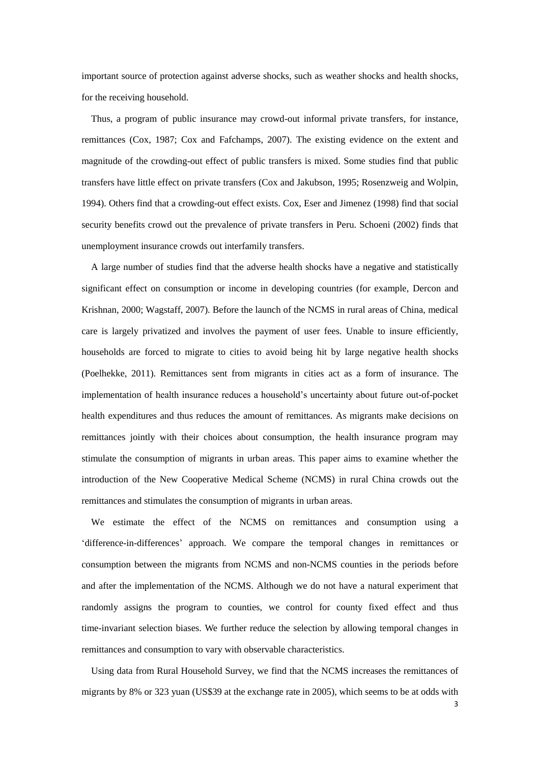important source of protection against adverse shocks, such as weather shocks and health shocks, for the receiving household.

Thus, a program of public insurance may crowd-out informal private transfers, for instance, remittances (Cox, 1987; Cox and Fafchamps, 2007). The existing evidence on the extent and magnitude of the crowding-out effect of public transfers is mixed. Some studies find that public transfers have little effect on private transfers (Cox and Jakubson, 1995; Rosenzweig and Wolpin, 1994). Others find that a crowding-out effect exists. Cox, Eser and Jimenez (1998) find that social security benefits crowd out the prevalence of private transfers in Peru. Schoeni (2002) finds that unemployment insurance crowds out interfamily transfers.

A large number of studies find that the adverse health shocks have a negative and statistically significant effect on consumption or income in developing countries (for example, Dercon and Krishnan, 2000; Wagstaff, 2007). Before the launch of the NCMS in rural areas of China, medical care is largely privatized and involves the payment of user fees. Unable to insure efficiently, households are forced to migrate to cities to avoid being hit by large negative health shocks (Poelhekke, 2011). Remittances sent from migrants in cities act as a form of insurance. The implementation of health insurance reduces a household's uncertainty about future out-of-pocket health expenditures and thus reduces the amount of remittances. As migrants make decisions on remittances jointly with their choices about consumption, the health insurance program may stimulate the consumption of migrants in urban areas. This paper aims to examine whether the introduction of the New Cooperative Medical Scheme (NCMS) in rural China crowds out the remittances and stimulates the consumption of migrants in urban areas.

We estimate the effect of the NCMS on remittances and consumption using a 'difference-in-differences' approach. We compare the temporal changes in remittances or consumption between the migrants from NCMS and non-NCMS counties in the periods before and after the implementation of the NCMS. Although we do not have a natural experiment that randomly assigns the program to counties, we control for county fixed effect and thus time-invariant selection biases. We further reduce the selection by allowing temporal changes in remittances and consumption to vary with observable characteristics.

Using data from Rural Household Survey, we find that the NCMS increases the remittances of migrants by 8% or 323 yuan (US$39 at the exchange rate in 2005), which seems to be at odds with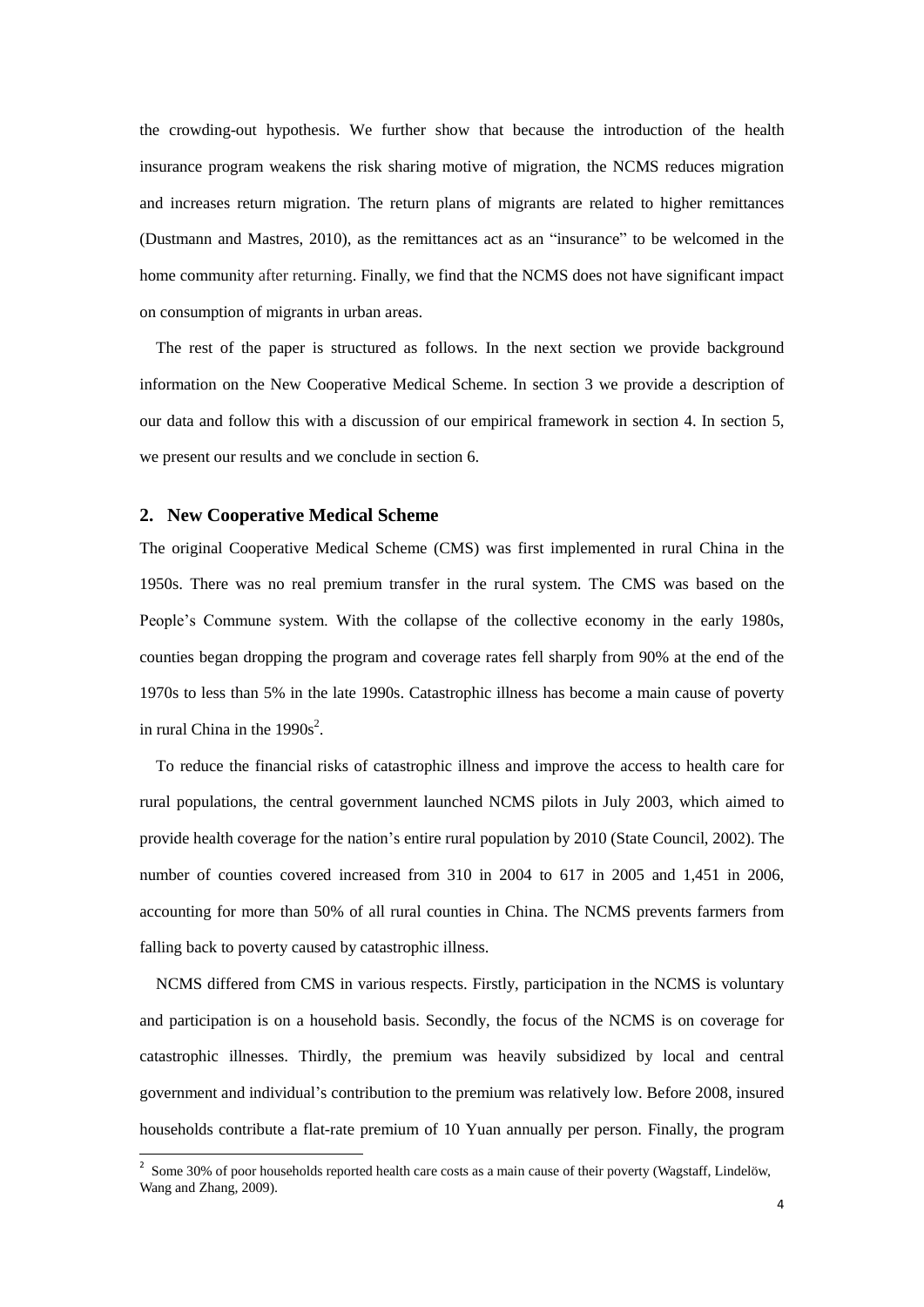the crowding-out hypothesis. We further show that because the introduction of the health insurance program weakens the risk sharing motive of migration, the NCMS reduces migration and increases return migration. The return plans of migrants are related to higher remittances (Dustmann and Mastres, 2010), as the remittances act as an "insurance" to be welcomed in the home community after returning. Finally, we find that the NCMS does not have significant impact on consumption of migrants in urban areas.

The rest of the paper is structured as follows. In the next section we provide background information on the New Cooperative Medical Scheme. In section 3 we provide a description of our data and follow this with a discussion of our empirical framework in section 4. In section 5, we present our results and we conclude in section 6.

## 2. New Cooperative Medical Scheme

The original Cooperative Medical Scheme (CMS) was first implemented in rural China in the 1950s. There was no real premium transfer in the rural system. The CMS was based on the People's Commune system. With the collapse of the collective economy in the early 1980s, counties began dropping the program and coverage rates fell sharply from 90% at the end of the 1970s to less than 5% in the late 1990s. Catastrophic illness has become a main cause of poverty in rural China in the 1990s[2].

To reduce the financial risks of catastrophic illness and improve the access to health care for rural populations, the central government launched NCMS pilots in July 2003, which aimed to provide health coverage for the nation's entire rural population by 2010 (State Council, 2002). The number of counties covered increased from 310 in 2004 to 617 in 2005 and 1,451 in 2006, accounting for more than 50% of all rural counties in China. The NCMS prevents farmers from falling back to poverty caused by catastrophic illness.

NCMS differed from CMS in various respects. Firstly, participation in the NCMS is voluntary and participation is on a household basis. Secondly, the focus of the NCMS is on coverage for catastrophic illnesses. Thirdly, the premium was heavily subsidized by local and central government and individual's contribution to the premium was relatively low. Before 2008, insured households contribute a flat-rate premium of 10 Yuan annually per person. Finally, the program

[2] Some 30% of poor households reported health care costs as a main cause of their poverty (Wagstaff, Lindelöw, Wang and Zhang, 2009).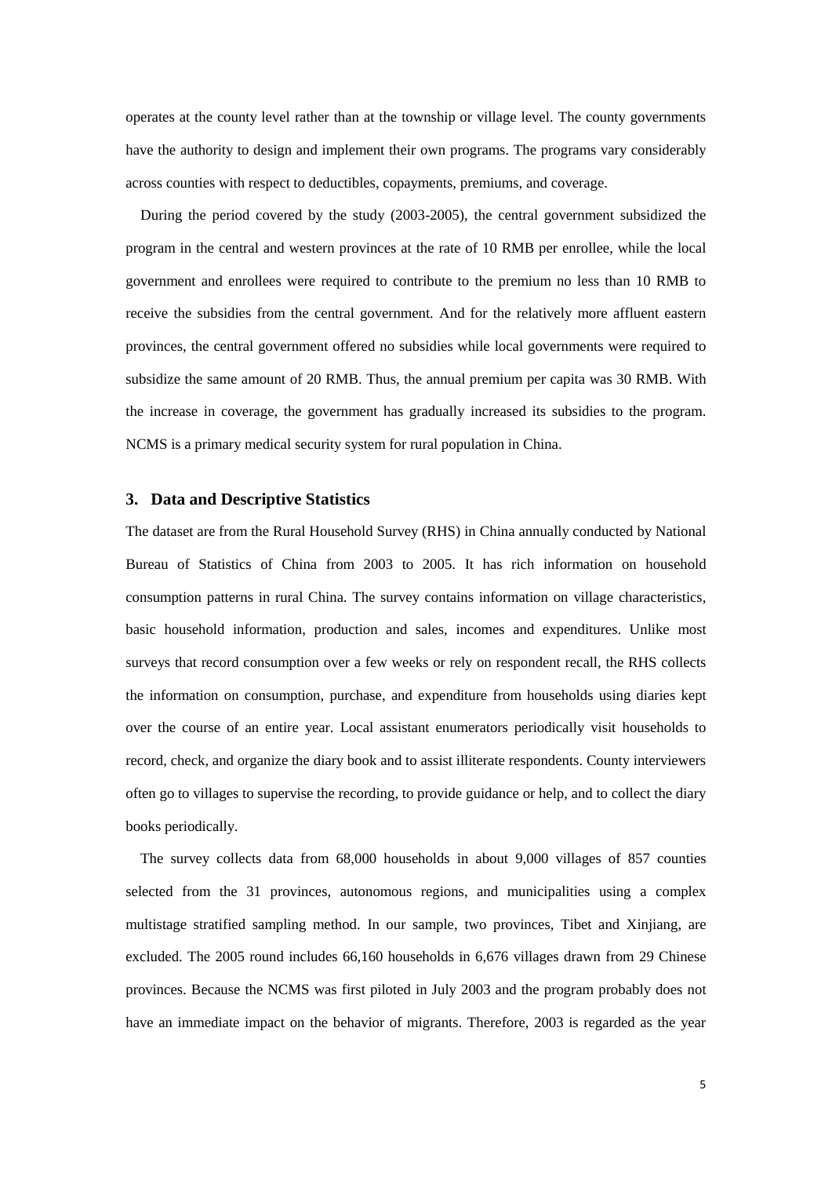operates at the county level rather than at the township or village level. The county governments have the authority to design and implement their own programs. The programs vary considerably across counties with respect to deductibles, copayments, premiums, and coverage.

During the period covered by the study (2003-2005), the central government subsidized the program in the central and western provinces at the rate of 10 RMB per enrollee, while the local government and enrollees were required to contribute to the premium no less than 10 RMB to receive the subsidies from the central government. And for the relatively more affluent eastern provinces, the central government offered no subsidies while local governments were required to subsidize the same amount of 20 RMB. Thus, the annual premium per capita was 30 RMB. With the increase in coverage, the government has gradually increased its subsidies to the program. NCMS is a primary medical security system for rural population in China.

## 3. Data and Descriptive Statistics

The dataset are from the Rural Household Survey (RHS) in China annually conducted by National Bureau of Statistics of China from 2003 to 2005. It has rich information on household consumption patterns in rural China. The survey contains information on village characteristics, basic household information, production and sales, incomes and expenditures. Unlike most surveys that record consumption over a few weeks or rely on respondent recall, the RHS collects the information on consumption, purchase, and expenditure from households using diaries kept over the course of an entire year. Local assistant enumerators periodically visit households to record, check, and organize the diary book and to assist illiterate respondents. County interviewers often go to villages to supervise the recording, to provide guidance or help, and to collect the diary books periodically.

The survey collects data from 68,000 households in about 9,000 villages of 857 counties selected from the 31 provinces, autonomous regions, and municipalities using a complex multistage stratified sampling method. In our sample, two provinces, Tibet and Xinjiang, are excluded. The 2005 round includes 66,160 households in 6,676 villages drawn from 29 Chinese provinces. Because the NCMS was first piloted in July 2003 and the program probably does not have an immediate impact on the behavior of migrants. Therefore, 2003 is regarded as the year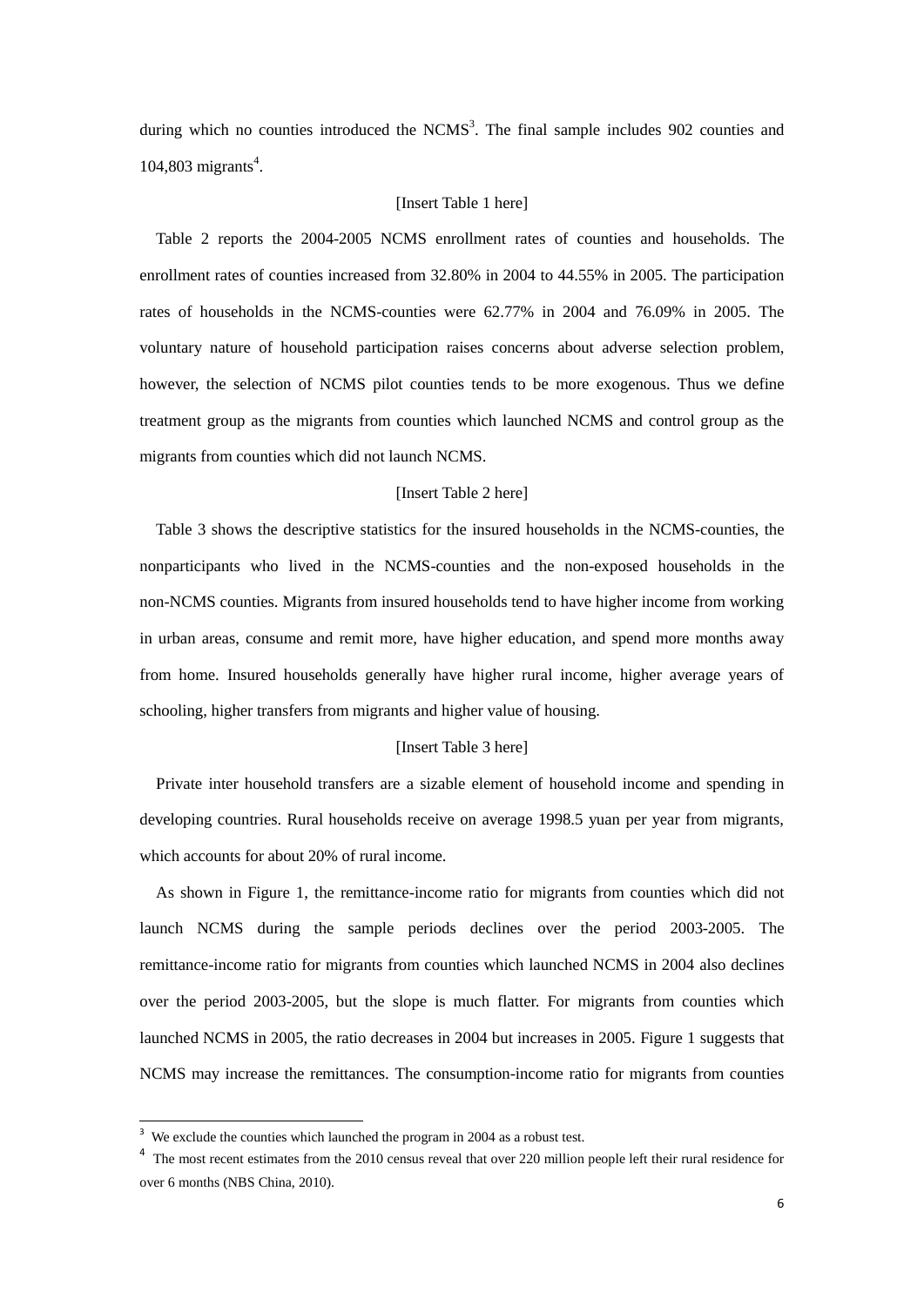during which no counties introduced the NCMS[3]. The final sample includes 902 counties and 104,803 migrants[4].

[Insert Table 1 here]

Table 2 reports the 2004-2005 NCMS enrollment rates of counties and households. The enrollment rates of counties increased from 32.80% in 2004 to 44.55% in 2005. The participation rates of households in the NCMS-counties were 62.77% in 2004 and 76.09% in 2005. The voluntary nature of household participation raises concerns about adverse selection problem, however, the selection of NCMS pilot counties tends to be more exogenous. Thus we define treatment group as the migrants from counties which launched NCMS and control group as the migrants from counties which did not launch NCMS.

[Insert Table 2 here]

Table 3 shows the descriptive statistics for the insured households in the NCMS-counties, the nonparticipants who lived in the NCMS-counties and the non-exposed households in the non-NCMS counties. Migrants from insured households tend to have higher income from working in urban areas, consume and remit more, have higher education, and spend more months away from home. Insured households generally have higher rural income, higher average years of schooling, higher transfers from migrants and higher value of housing.

[Insert Table 3 here]

Private inter household transfers are a sizable element of household income and spending in developing countries. Rural households receive on average 1998.5 yuan per year from migrants, which accounts for about 20% of rural income.

As shown in Figure 1, the remittance-income ratio for migrants from counties which did not launch NCMS during the sample periods declines over the period 2003-2005. The remittance-income ratio for migrants from counties which launched NCMS in 2004 also declines over the period 2003-2005, but the slope is much flatter. For migrants from counties which launched NCMS in 2005, the ratio decreases in 2004 but increases in 2005. Figure 1 suggests that NCMS may increase the remittances. The consumption-income ratio for migrants from counties

[3] We exclude the counties which launched the program in 2004 as a robust test.

[4] The most recent estimates from the 2010 census reveal that over 220 million people left their rural residence for over 6 months (NBS China, 2010).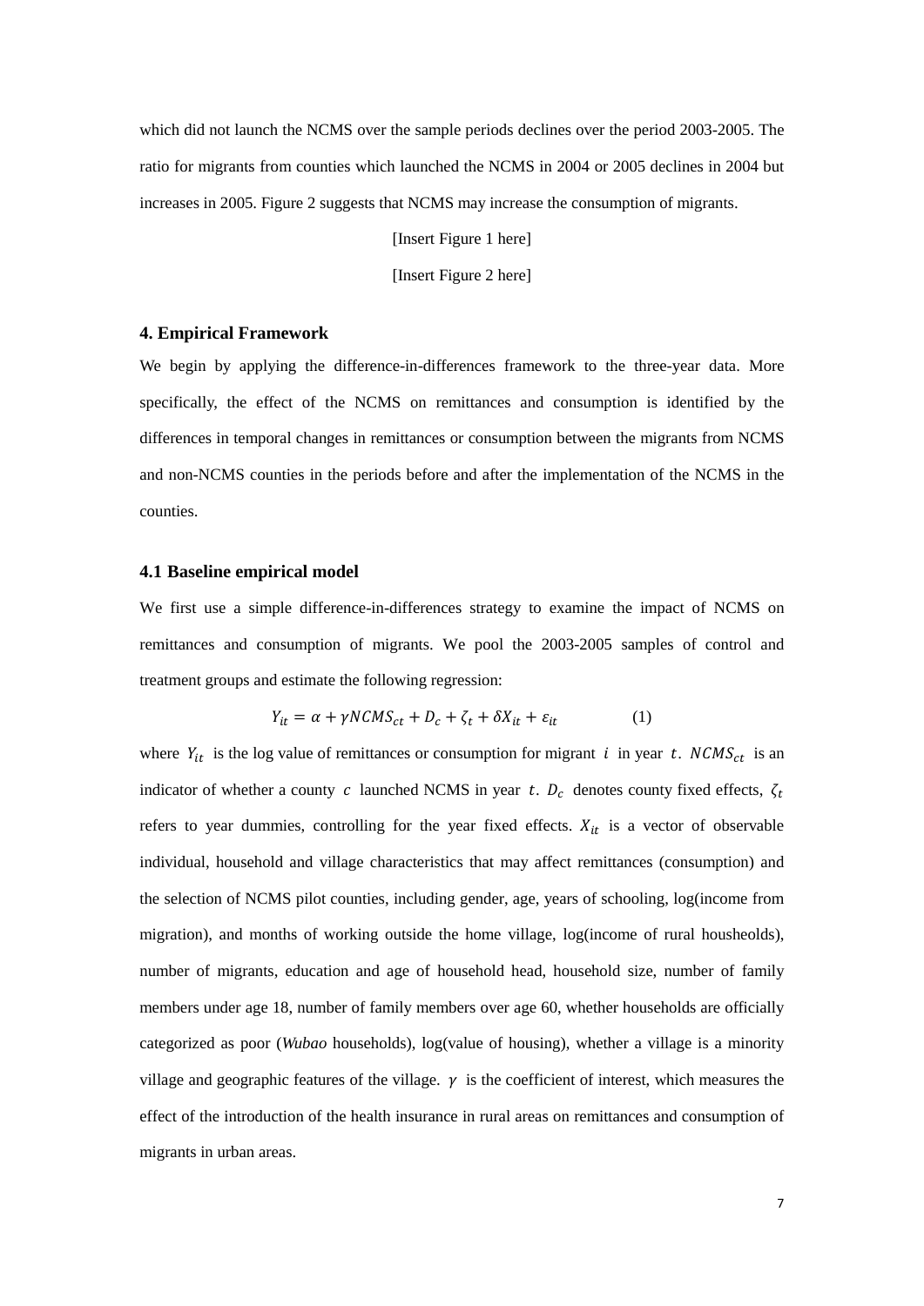which did not launch the NCMS over the sample periods declines over the period 2003-2005. The ratio for migrants from counties which launched the NCMS in 2004 or 2005 declines in 2004 but increases in 2005. Figure 2 suggests that NCMS may increase the consumption of migrants.

[Insert Figure 1 here]

[Insert Figure 2 here]

## 4. Empirical Framework

We begin by applying the difference-in-differences framework to the three-year data. More specifically, the effect of the NCMS on remittances and consumption is identified by the differences in temporal changes in remittances or consumption between the migrants from NCMS and non-NCMS counties in the periods before and after the implementation of the NCMS in the counties.

### 4.1 Baseline empirical model

We first use a simple difference-in-differences strategy to examine the impact of NCMS on remittances and consumption of migrants. We pool the 2003-2005 samples of control and treatment groups and estimate the following regression:

$$Y_{it} = \alpha + \gamma NCMS_{ct} + D_c + \zeta_t + \delta X_{it} + \varepsilon_{it} \qquad (1)$$

where $Y_{it}$ is the log value of remittances or consumption for migrant $i$ in year $t$. $NCMS_{ct}$ is an indicator of whether a county $c$ launched NCMS in year $t$. $D_c$ denotes county fixed effects, $\zeta_t$ refers to year dummies, controlling for the year fixed effects. $X_{it}$ is a vector of observable individual, household and village characteristics that may affect remittances (consumption) and the selection of NCMS pilot counties, including gender, age, years of schooling, log(income from migration), and months of working outside the home village, log(income of rural housheolds), number of migrants, education and age of household head, household size, number of family members under age 18, number of family members over age 60, whether households are officially categorized as poor (*Wubao* households), log(value of housing), whether a village is a minority village and geographic features of the village. $\gamma$ is the coefficient of interest, which measures the effect of the introduction of the health insurance in rural areas on remittances and consumption of migrants in urban areas.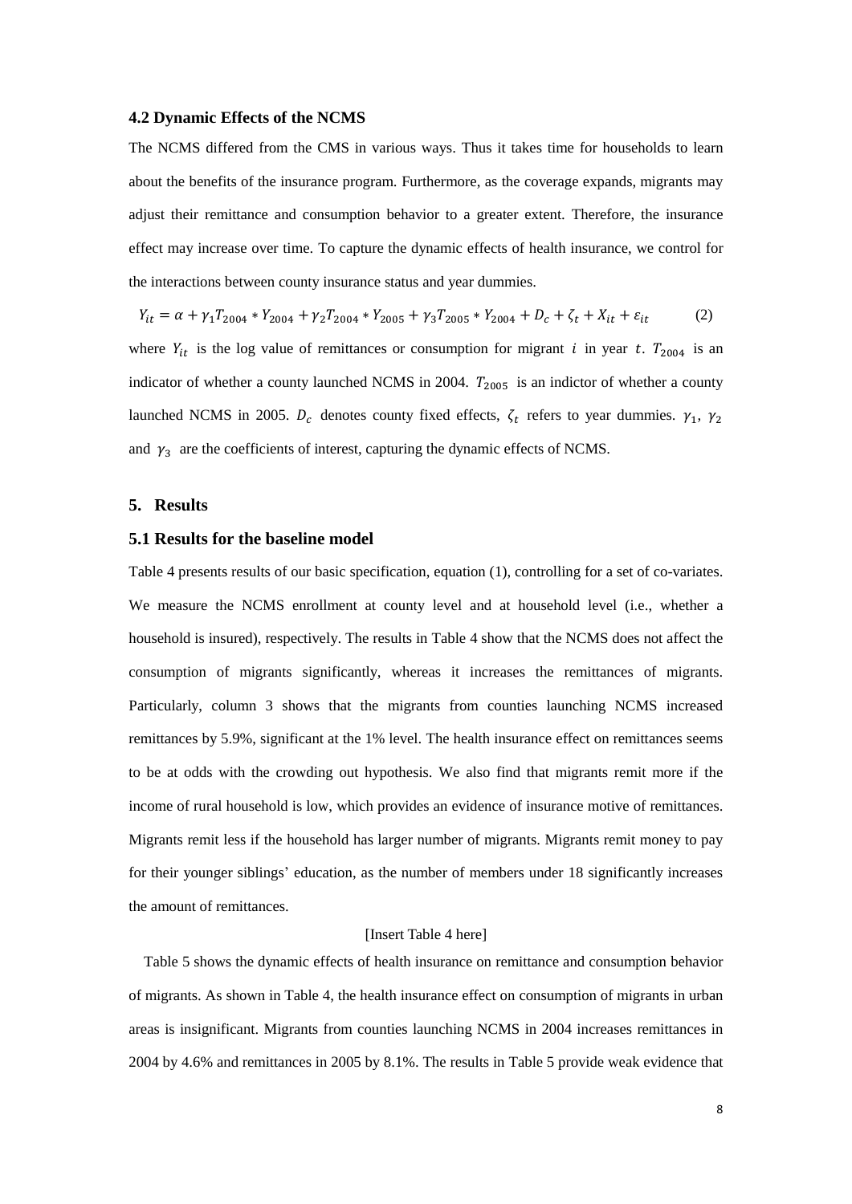### 4.2 Dynamic Effects of the NCMS

The NCMS differed from the CMS in various ways. Thus it takes time for households to learn about the benefits of the insurance program. Furthermore, as the coverage expands, migrants may adjust their remittance and consumption behavior to a greater extent. Therefore, the insurance effect may increase over time. To capture the dynamic effects of health insurance, we control for the interactions between county insurance status and year dummies.

$$Y_{it} = \alpha + \gamma_1 T_{2004} * Y_{2004} + \gamma_2 T_{2004} * Y_{2005} + \gamma_3 T_{2005} * Y_{2004} + D_c + \zeta_t + X_{it} + \varepsilon_{it} \qquad (2)$$

where $Y_{it}$ is the log value of remittances or consumption for migrant $i$ in year $t$. $T_{2004}$ is an indicator of whether a county launched NCMS in 2004. $T_{2005}$ is an indictor of whether a county launched NCMS in 2005. $D_c$ denotes county fixed effects, $\zeta_t$ refers to year dummies. $\gamma_1$, $\gamma_2$ and $\gamma_3$ are the coefficients of interest, capturing the dynamic effects of NCMS.

## 5. Results

### 5.1 Results for the baseline model

Table 4 presents results of our basic specification, equation (1), controlling for a set of co-variates. We measure the NCMS enrollment at county level and at household level (i.e., whether a household is insured), respectively. The results in Table 4 show that the NCMS does not affect the consumption of migrants significantly, whereas it increases the remittances of migrants. Particularly, column 3 shows that the migrants from counties launching NCMS increased remittances by 5.9%, significant at the 1% level. The health insurance effect on remittances seems to be at odds with the crowding out hypothesis. We also find that migrants remit more if the income of rural household is low, which provides an evidence of insurance motive of remittances. Migrants remit less if the household has larger number of migrants. Migrants remit money to pay for their younger siblings' education, as the number of members under 18 significantly increases the amount of remittances.

[Insert Table 4 here]

Table 5 shows the dynamic effects of health insurance on remittance and consumption behavior of migrants. As shown in Table 4, the health insurance effect on consumption of migrants in urban areas is insignificant. Migrants from counties launching NCMS in 2004 increases remittances in 2004 by 4.6% and remittances in 2005 by 8.1%. The results in Table 5 provide weak evidence that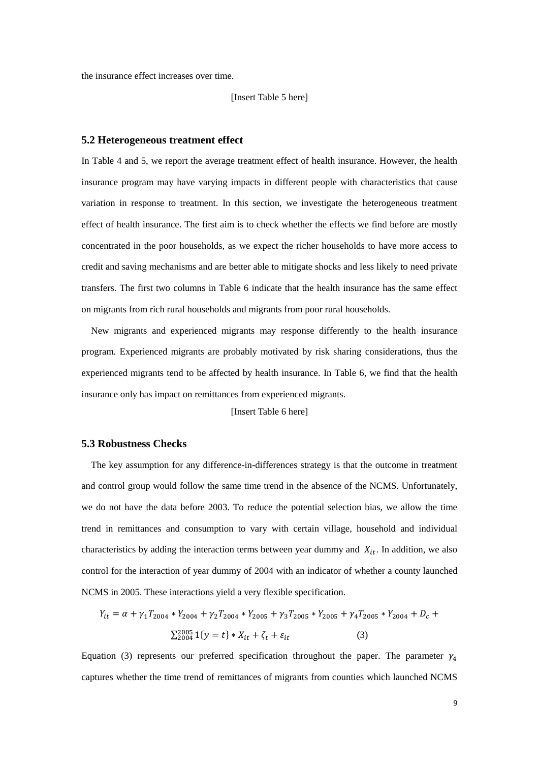the insurance effect increases over time.

[Insert Table 5 here]

### 5.2 Heterogeneous treatment effect

In Table 4 and 5, we report the average treatment effect of health insurance. However, the health insurance program may have varying impacts in different people with characteristics that cause variation in response to treatment. In this section, we investigate the heterogeneous treatment effect of health insurance. The first aim is to check whether the effects we find before are mostly concentrated in the poor households, as we expect the richer households to have more access to credit and saving mechanisms and are better able to mitigate shocks and less likely to need private transfers. The first two columns in Table 6 indicate that the health insurance has the same effect on migrants from rich rural households and migrants from poor rural households.

New migrants and experienced migrants may response differently to the health insurance program. Experienced migrants are probably motivated by risk sharing considerations, thus the experienced migrants tend to be affected by health insurance. In Table 6, we find that the health insurance only has impact on remittances from experienced migrants.

[Insert Table 6 here]

### 5.3 Robustness Checks

The key assumption for any difference-in-differences strategy is that the outcome in treatment and control group would follow the same time trend in the absence of the NCMS. Unfortunately, we do not have the data before 2003. To reduce the potential selection bias, we allow the time trend in remittances and consumption to vary with certain village, household and individual characteristics by adding the interaction terms between year dummy and $X_{it}$. In addition, we also control for the interaction of year dummy of 2004 with an indicator of whether a county launched NCMS in 2005. These interactions yield a very flexible specification.

$$Y_{it} = \alpha + \gamma_1 T_{2004} * Y_{2004} + \gamma_2 T_{2004} * Y_{2005} + \gamma_3 T_{2005} * Y_{2005} + \gamma_4 T_{2005} * Y_{2004} + D_c + \sum_{2004}^{2005} 1\{y = t\} * X_{it} + \zeta_t + \varepsilon_{it} \quad (3)$$

Equation (3) represents our preferred specification throughout the paper. The parameter $\gamma_4$ captures whether the time trend of remittances of migrants from counties which launched NCMS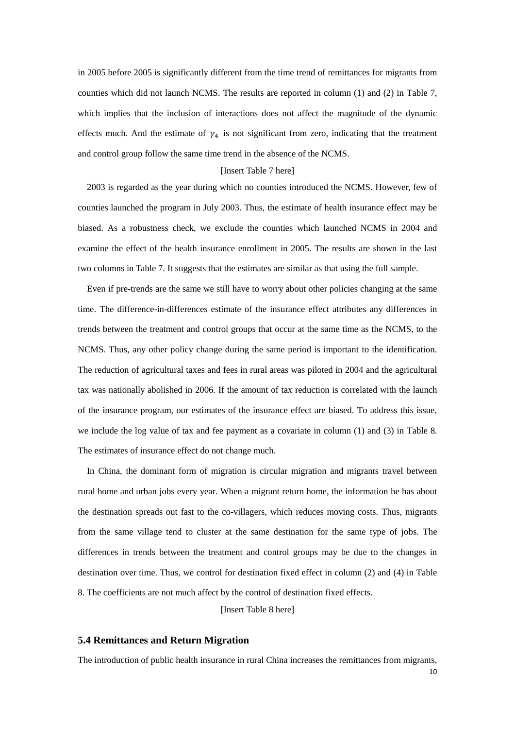in 2005 before 2005 is significantly different from the time trend of remittances for migrants from counties which did not launch NCMS. The results are reported in column (1) and (2) in Table 7, which implies that the inclusion of interactions does not affect the magnitude of the dynamic effects much. And the estimate of $\gamma_4$ is not significant from zero, indicating that the treatment and control group follow the same time trend in the absence of the NCMS.

[Insert Table 7 here]

2003 is regarded as the year during which no counties introduced the NCMS. However, few of counties launched the program in July 2003. Thus, the estimate of health insurance effect may be biased. As a robustness check, we exclude the counties which launched NCMS in 2004 and examine the effect of the health insurance enrollment in 2005. The results are shown in the last two columns in Table 7. It suggests that the estimates are similar as that using the full sample.

Even if pre-trends are the same we still have to worry about other policies changing at the same time. The difference-in-differences estimate of the insurance effect attributes any differences in trends between the treatment and control groups that occur at the same time as the NCMS, to the NCMS. Thus, any other policy change during the same period is important to the identification. The reduction of agricultural taxes and fees in rural areas was piloted in 2004 and the agricultural tax was nationally abolished in 2006. If the amount of tax reduction is correlated with the launch of the insurance program, our estimates of the insurance effect are biased. To address this issue, we include the log value of tax and fee payment as a covariate in column (1) and (3) in Table 8. The estimates of insurance effect do not change much.

In China, the dominant form of migration is circular migration and migrants travel between rural home and urban jobs every year. When a migrant return home, the information he has about the destination spreads out fast to the co-villagers, which reduces moving costs. Thus, migrants from the same village tend to cluster at the same destination for the same type of jobs. The differences in trends between the treatment and control groups may be due to the changes in destination over time. Thus, we control for destination fixed effect in column (2) and (4) in Table 8. The coefficients are not much affect by the control of destination fixed effects.

[Insert Table 8 here]

### 5.4 Remittances and Return Migration

The introduction of public health insurance in rural China increases the remittances from migrants,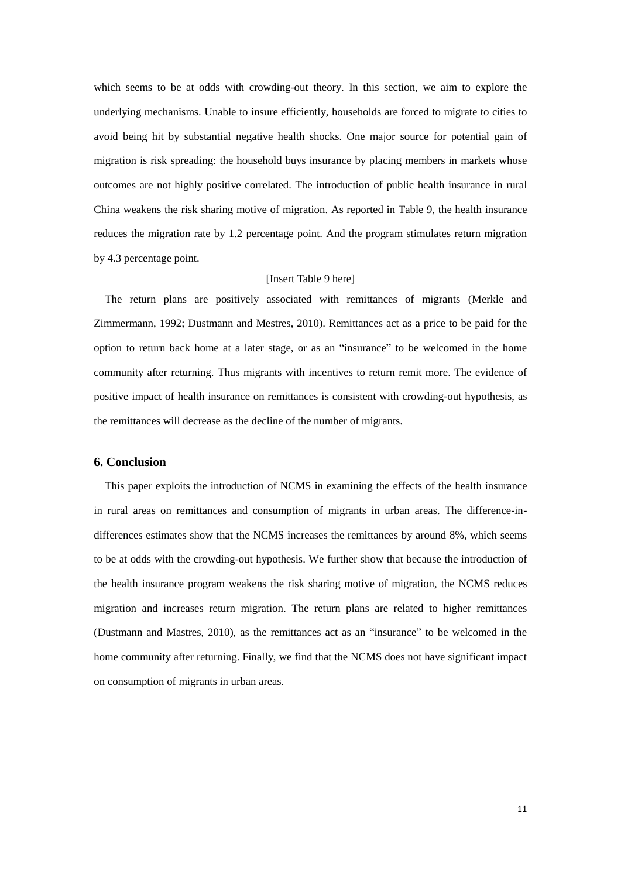which seems to be at odds with crowding-out theory. In this section, we aim to explore the underlying mechanisms. Unable to insure efficiently, households are forced to migrate to cities to avoid being hit by substantial negative health shocks. One major source for potential gain of migration is risk spreading: the household buys insurance by placing members in markets whose outcomes are not highly positive correlated. The introduction of public health insurance in rural China weakens the risk sharing motive of migration. As reported in Table 9, the health insurance reduces the migration rate by 1.2 percentage point. And the program stimulates return migration by 4.3 percentage point.

[Insert Table 9 here]

The return plans are positively associated with remittances of migrants (Merkle and Zimmermann, 1992; Dustmann and Mestres, 2010). Remittances act as a price to be paid for the option to return back home at a later stage, or as an "insurance" to be welcomed in the home community after returning. Thus migrants with incentives to return remit more. The evidence of positive impact of health insurance on remittances is consistent with crowding-out hypothesis, as the remittances will decrease as the decline of the number of migrants.

## 6. Conclusion

This paper exploits the introduction of NCMS in examining the effects of the health insurance in rural areas on remittances and consumption of migrants in urban areas. The difference-in-differences estimates show that the NCMS increases the remittances by around 8%, which seems to be at odds with the crowding-out hypothesis. We further show that because the introduction of the health insurance program weakens the risk sharing motive of migration, the NCMS reduces migration and increases return migration. The return plans are related to higher remittances (Dustmann and Mastres, 2010), as the remittances act as an "insurance" to be welcomed in the home community after returning. Finally, we find that the NCMS does not have significant impact on consumption of migrants in urban areas.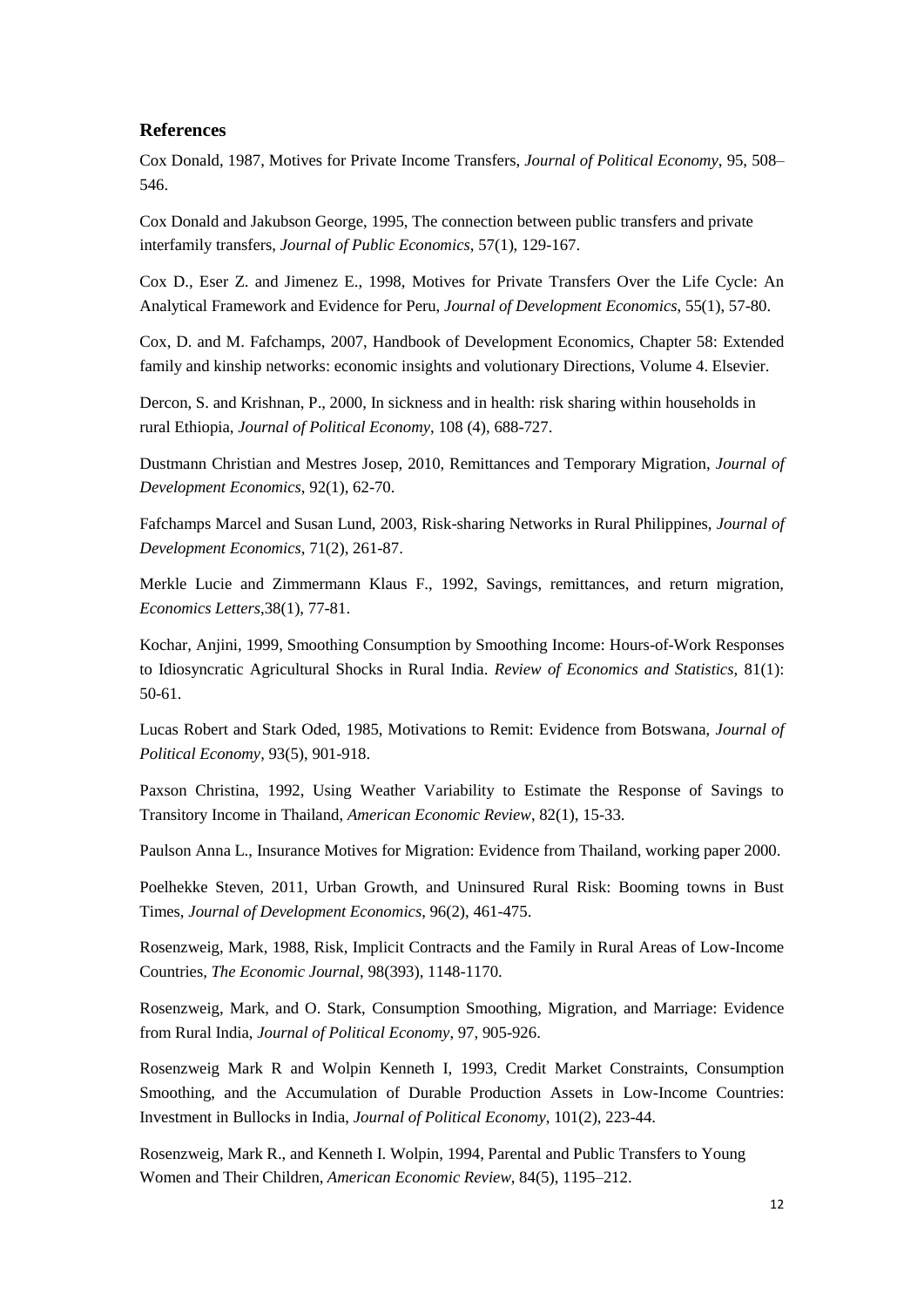## References

Cox Donald, 1987, Motives for Private Income Transfers, *Journal of Political Economy*, 95, 508–546.

Cox Donald and Jakubson George, 1995, The connection between public transfers and private interfamily transfers, *Journal of Public Economics*, 57(1), 129-167.

Cox D., Eser Z. and Jimenez E., 1998, Motives for Private Transfers Over the Life Cycle: An Analytical Framework and Evidence for Peru, *Journal of Development Economics*, 55(1), 57-80.

Cox, D. and M. Fafchamps, 2007, Handbook of Development Economics, Chapter 58: Extended family and kinship networks: economic insights and volutionary Directions, Volume 4. Elsevier.

Dercon, S. and Krishnan, P., 2000, In sickness and in health: risk sharing within households in rural Ethiopia, *Journal of Political Economy*, 108 (4), 688-727.

Dustmann Christian and Mestres Josep, 2010, Remittances and Temporary Migration, *Journal of Development Economics*, 92(1), 62-70.

Fafchamps Marcel and Susan Lund, 2003, Risk-sharing Networks in Rural Philippines, *Journal of Development Economics*, 71(2), 261-87.

Merkle Lucie and Zimmermann Klaus F., 1992, Savings, remittances, and return migration, *Economics Letters*,38(1), 77-81.

Kochar, Anjini, 1999, Smoothing Consumption by Smoothing Income: Hours-of-Work Responses to Idiosyncratic Agricultural Shocks in Rural India. *Review of Economics and Statistics,* 81(1): 50-61.

Lucas Robert and Stark Oded, 1985, Motivations to Remit: Evidence from Botswana, *Journal of Political Economy*, 93(5), 901-918.

Paxson Christina, 1992, Using Weather Variability to Estimate the Response of Savings to Transitory Income in Thailand, *American Economic Review*, 82(1), 15-33.

Paulson Anna L., Insurance Motives for Migration: Evidence from Thailand, working paper 2000.

Poelhekke Steven, 2011, Urban Growth, and Uninsured Rural Risk: Booming towns in Bust Times, *Journal of Development Economics*, 96(2), 461-475.

Rosenzweig, Mark, 1988, Risk, Implicit Contracts and the Family in Rural Areas of Low-Income Countries, *The Economic Journal*, 98(393), 1148-1170.

Rosenzweig, Mark, and O. Stark, Consumption Smoothing, Migration, and Marriage: Evidence from Rural India, *Journal of Political Economy*, 97, 905-926.

Rosenzweig Mark R and Wolpin Kenneth I, 1993, Credit Market Constraints, Consumption Smoothing, and the Accumulation of Durable Production Assets in Low-Income Countries: Investment in Bullocks in India, *Journal of Political Economy*, 101(2), 223-44.

Rosenzweig, Mark R., and Kenneth I. Wolpin, 1994, Parental and Public Transfers to Young Women and Their Children, *American Economic Review*, 84(5), 1195–212.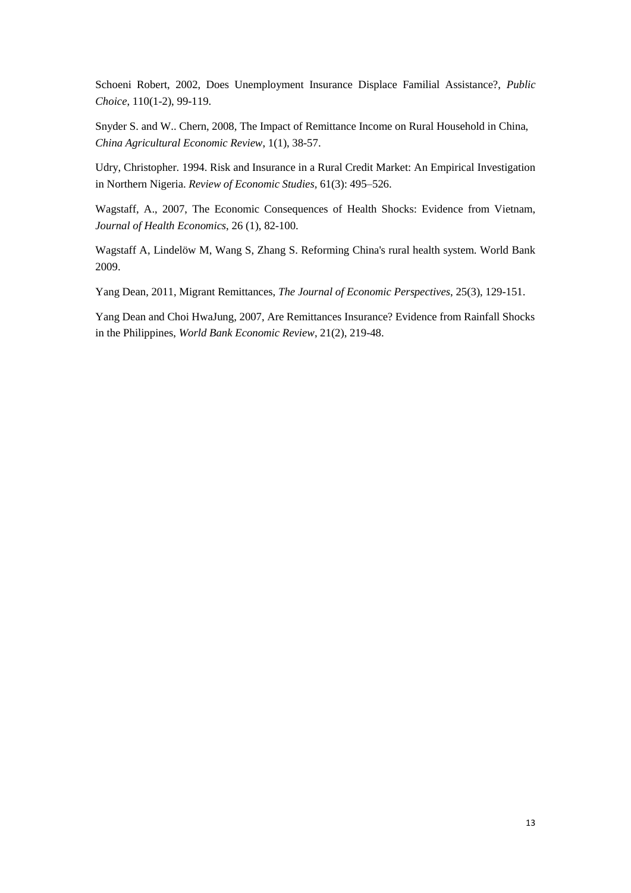Schoeni Robert, 2002, Does Unemployment Insurance Displace Familial Assistance?, *Public Choice*, 110(1-2), 99-119.

Snyder S. and W.. Chern, 2008, The Impact of Remittance Income on Rural Household in China, *China Agricultural Economic Review*, 1(1), 38-57.

Udry, Christopher. 1994. Risk and Insurance in a Rural Credit Market: An Empirical Investigation in Northern Nigeria. *Review of Economic Studies*, 61(3): 495–526.

Wagstaff, A., 2007, The Economic Consequences of Health Shocks: Evidence from Vietnam, *Journal of Health Economics*, 26 (1), 82-100.

Wagstaff A, Lindelöw M, Wang S, Zhang S. Reforming China's rural health system. World Bank 2009.

Yang Dean, 2011, Migrant Remittances, *The Journal of Economic Perspectives*, 25(3), 129-151.

Yang Dean and Choi HwaJung, 2007, Are Remittances Insurance? Evidence from Rainfall Shocks in the Philippines, *World Bank Economic Review*, 21(2), 219-48.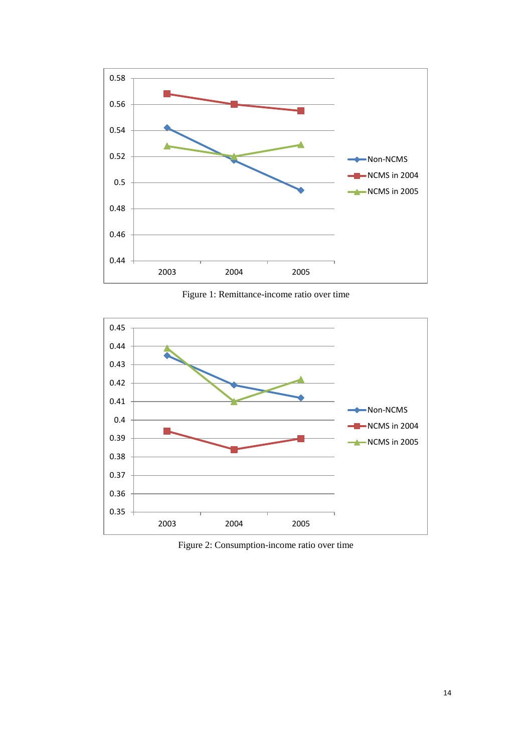Figure 1: Remittance-income ratio over time

Figure 2: Consumption-income ratio over time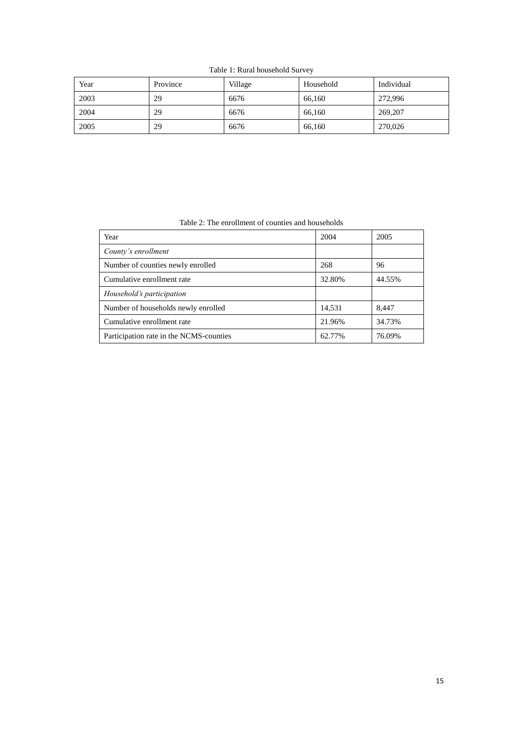Table 1: Rural household Survey

| Year | Province | Village | Household | Individual |
|---|---|---|---|---|
| 2003 | 29 | 6676 | 66,160 | 272,996 |
| 2004 | 29 | 6676 | 66,160 | 269,207 |
| 2005 | 29 | 6676 | 66,160 | 270,026 |

Table 2: The enrollment of counties and households

| Year | 2004 | 2005 |
|---|---|---|
| *County's enrollment* | | |
| Number of counties newly enrolled | 268 | 96 |
| Cumulative enrollment rate | 32.80% | 44.55% |
| *Household's participation* | | |
| Number of households newly enrolled | 14,531 | 8,447 |
| Cumulative enrollment rate | 21.96% | 34.73% |
| Participation rate in the NCMS-counties | 62.77% | 76.09% |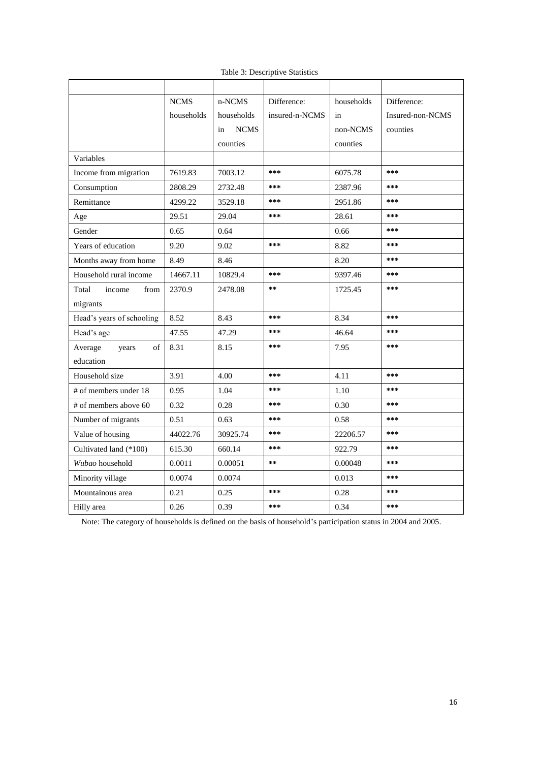Table 3: Descriptive Statistics

| | NCMS households | n-NCMS households in NCMS counties | Difference: insured-n-NCMS | households in non-NCMS counties | Difference: Insured-non-NCMS counties |
|---|---|---|---|---|---|
| Variables | | | | | |
| Income from migration | 7619.83 | 7003.12 | *** | 6075.78 | *** |
| Consumption | 2808.29 | 2732.48 | *** | 2387.96 | *** |
| Remittance | 4299.22 | 3529.18 | *** | 2951.86 | *** |
| Age | 29.51 | 29.04 | *** | 28.61 | *** |
| Gender | 0.65 | 0.64 | | 0.66 | *** |
| Years of education | 9.20 | 9.02 | *** | 8.82 | *** |
| Months away from home | 8.49 | 8.46 | | 8.20 | *** |
| Household rural income | 14667.11 | 10829.4 | *** | 9397.46 | *** |
| Total income from migrants | 2370.9 | 2478.08 | ** | 1725.45 | *** |
| Head's years of schooling | 8.52 | 8.43 | *** | 8.34 | *** |
| Head's age | 47.55 | 47.29 | *** | 46.64 | *** |
| Average years of education | 8.31 | 8.15 | *** | 7.95 | *** |
| Household size | 3.91 | 4.00 | *** | 4.11 | *** |
| # of members under 18 | 0.95 | 1.04 | *** | 1.10 | *** |
| # of members above 60 | 0.32 | 0.28 | *** | 0.30 | *** |
| Number of migrants | 0.51 | 0.63 | *** | 0.58 | *** |
| Value of housing | 44022.76 | 30925.74 | *** | 22206.57 | *** |
| Cultivated land (*100) | 615.30 | 660.14 | *** | 922.79 | *** |
| *Wubao* household | 0.0011 | 0.00051 | ** | 0.00048 | *** |
| Minority village | 0.0074 | 0.0074 | | 0.013 | *** |
| Mountainous area | 0.21 | 0.25 | *** | 0.28 | *** |
| Hilly area | 0.26 | 0.39 | *** | 0.34 | *** |

Note: The category of households is defined on the basis of household's participation status in 2004 and 2005.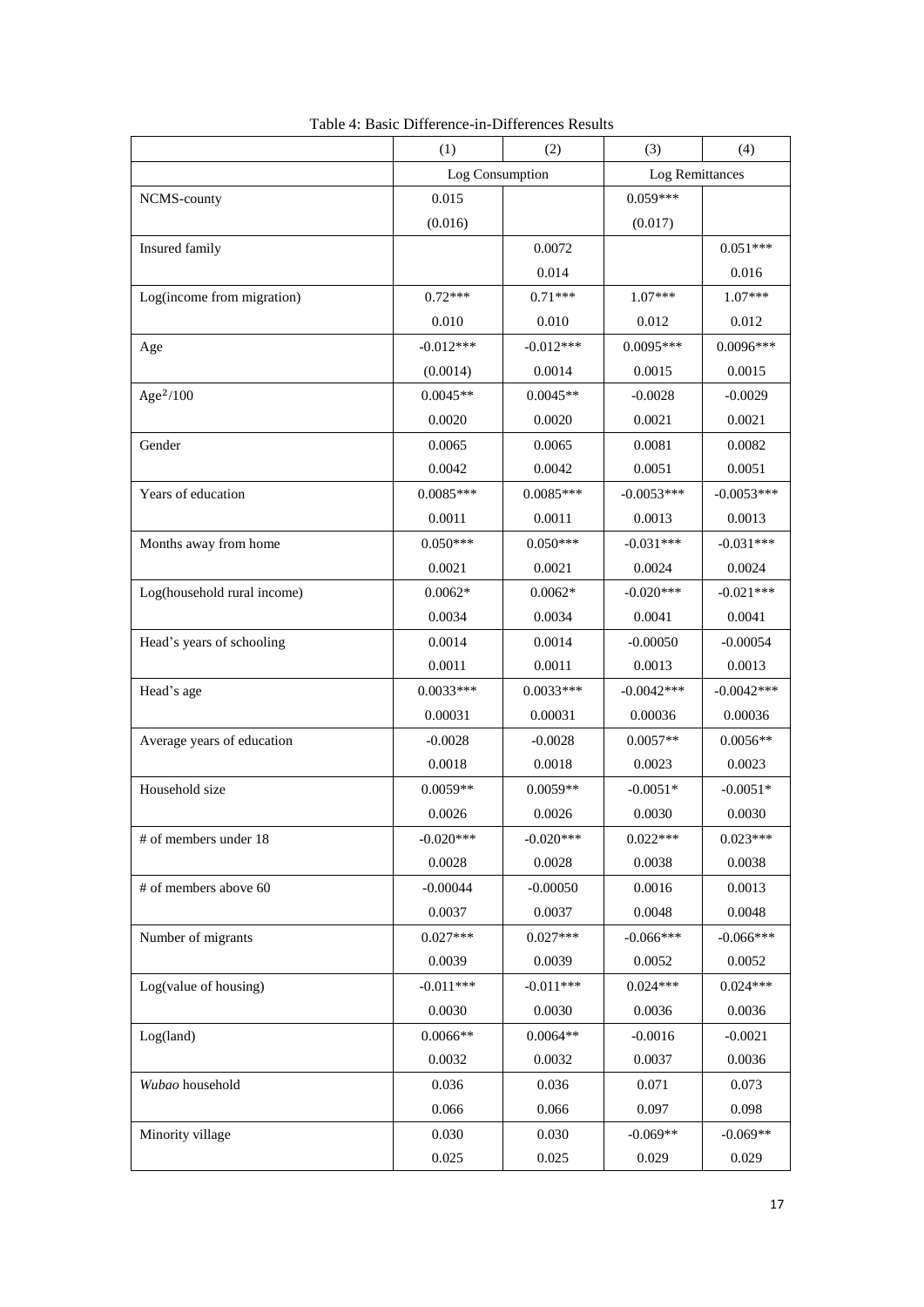Table 4: Basic Difference-in-Differences Results

| | (1) | (2) | (3) | (4) |
|---|---|---|---|---|
| | Log Consumption | | Log Remittances | |
| NCMS-county | 0.015 | | 0.059*** | |
| | (0.016) | | (0.017) | |
| Insured family | | 0.0072 | | 0.051*** |
| | | 0.014 | | 0.016 |
| Log(income from migration) | 0.72*** | 0.71*** | 1.07*** | 1.07*** |
| | 0.010 | 0.010 | 0.012 | 0.012 |
| Age | -0.012*** | -0.012*** | 0.0095*** | 0.0096*** |
| | (0.0014) | 0.0014 | 0.0015 | 0.0015 |
| $Age^2/100$ | 0.0045** | 0.0045** | -0.0028 | -0.0029 |
| | 0.0020 | 0.0020 | 0.0021 | 0.0021 |
| Gender | 0.0065 | 0.0065 | 0.0081 | 0.0082 |
| | 0.0042 | 0.0042 | 0.0051 | 0.0051 |
| Years of education | 0.0085*** | 0.0085*** | -0.0053*** | -0.0053*** |
| | 0.0011 | 0.0011 | 0.0013 | 0.0013 |
| Months away from home | 0.050*** | 0.050*** | -0.031*** | -0.031*** |
| | 0.0021 | 0.0021 | 0.0024 | 0.0024 |
| Log(household rural income) | 0.0062* | 0.0062* | -0.020*** | -0.021*** |
| | 0.0034 | 0.0034 | 0.0041 | 0.0041 |
| Head's years of schooling | 0.0014 | 0.0014 | -0.00050 | -0.00054 |
| | 0.0011 | 0.0011 | 0.0013 | 0.0013 |
| Head's age | 0.0033*** | 0.0033*** | -0.0042*** | -0.0042*** |
| | 0.00031 | 0.00031 | 0.00036 | 0.00036 |
| Average years of education | -0.0028 | -0.0028 | 0.0057** | 0.0056** |
| | 0.0018 | 0.0018 | 0.0023 | 0.0023 |
| Household size | 0.0059** | 0.0059** | -0.0051* | -0.0051* |
| | 0.0026 | 0.0026 | 0.0030 | 0.0030 |
| # of members under 18 | -0.020*** | -0.020*** | 0.022*** | 0.023*** |
| | 0.0028 | 0.0028 | 0.0038 | 0.0038 |
| # of members above 60 | -0.00044 | -0.00050 | 0.0016 | 0.0013 |
| | 0.0037 | 0.0037 | 0.0048 | 0.0048 |
| Number of migrants | 0.027*** | 0.027*** | -0.066*** | -0.066*** |
| | 0.0039 | 0.0039 | 0.0052 | 0.0052 |
| Log(value of housing) | -0.011*** | -0.011*** | 0.024*** | 0.024*** |
| | 0.0030 | 0.0030 | 0.0036 | 0.0036 |
| Log(land) | 0.0066** | 0.0064** | -0.0016 | -0.0021 |
| | 0.0032 | 0.0032 | 0.0037 | 0.0036 |
| *Wubao* household | 0.036 | 0.036 | 0.071 | 0.073 |
| | 0.066 | 0.066 | 0.097 | 0.098 |
| Minority village | 0.030 | 0.030 | -0.069** | -0.069** |
| | 0.025 | 0.025 | 0.029 | 0.029 |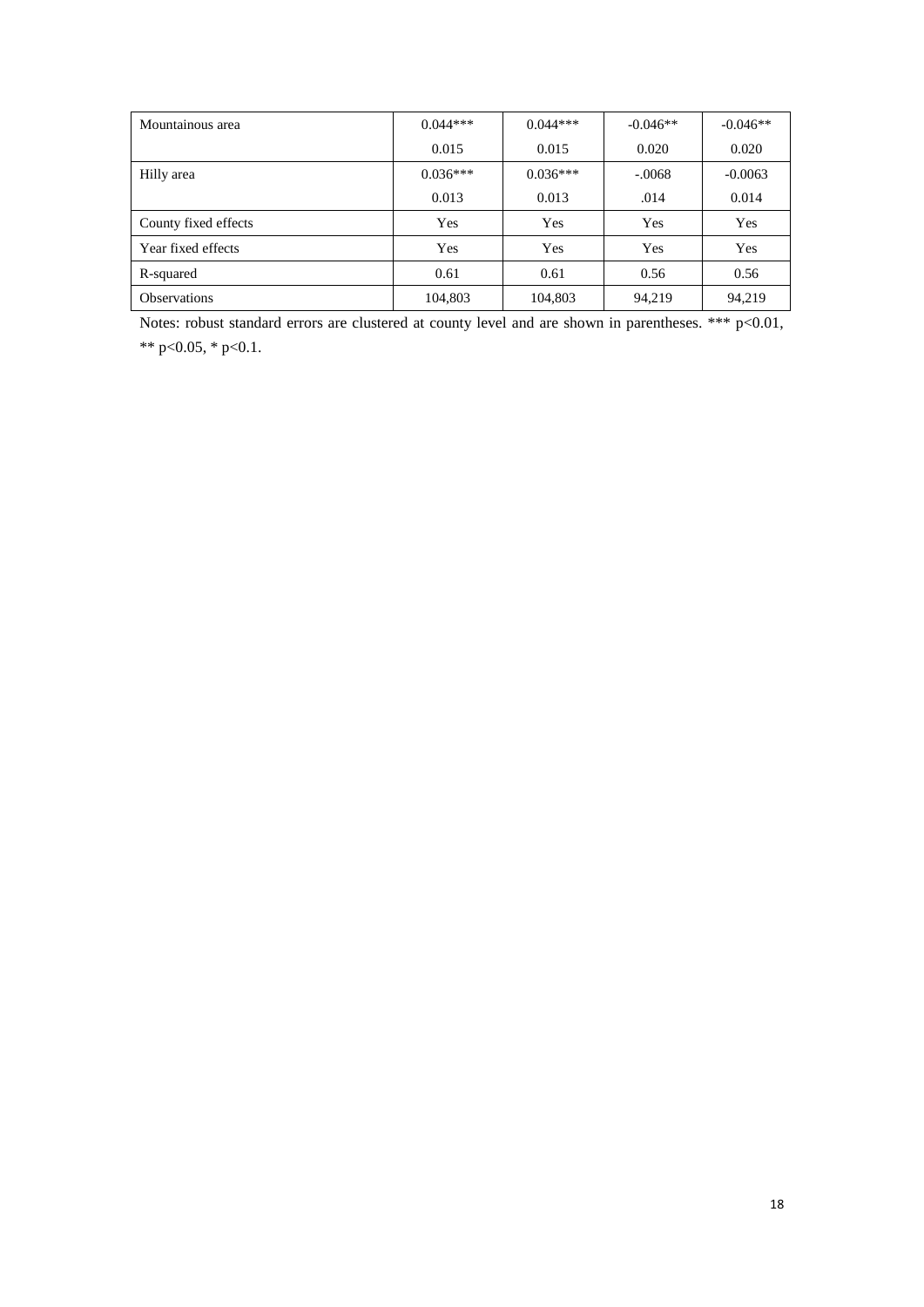| | | | | |
|---|---|---|---|---|
| Mountainous area | 0.044*** | 0.044*** | -0.046** | -0.046** |
| | 0.015 | 0.015 | 0.020 | 0.020 |
| Hilly area | 0.036*** | 0.036*** | -.0068 | -0.0063 |
| | 0.013 | 0.013 | .014 | 0.014 |
| County fixed effects | Yes | Yes | Yes | Yes |
| Year fixed effects | Yes | Yes | Yes | Yes |
| R-squared | 0.61 | 0.61 | 0.56 | 0.56 |
| Observations | 104,803 | 104,803 | 94,219 | 94,219 |

Notes: robust standard errors are clustered at county level and are shown in parentheses. *** $p<0.01$, ** $p<0.05$, * $p<0.1$.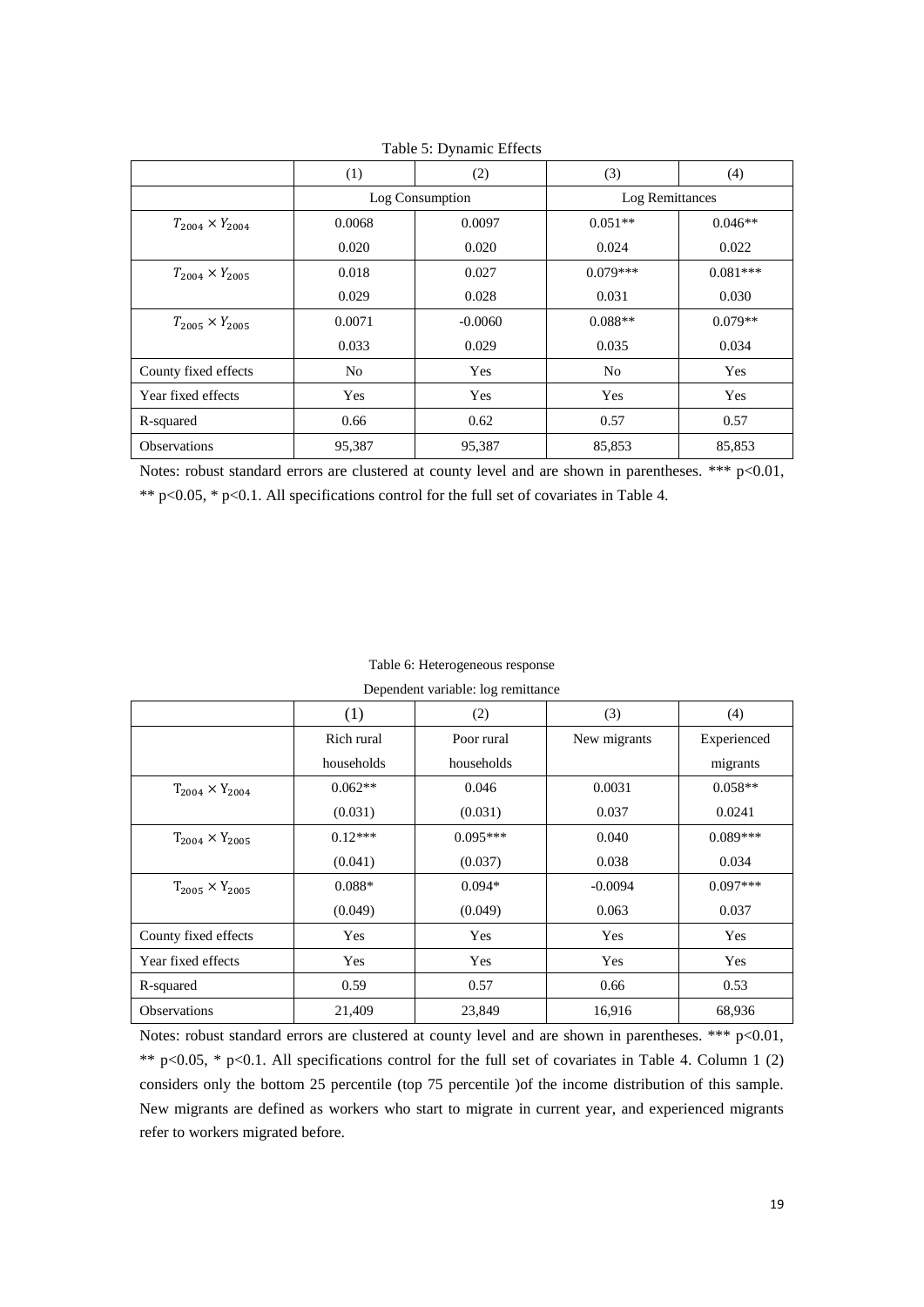Table 5: Dynamic Effects

| | (1) | (2) | (3) | (4) |
|---|---|---|---|---|
| | Log Consumption | | Log Remittances | |
| $T_{2004} \times Y_{2004}$ | 0.0068 | 0.0097 | 0.051** | 0.046** |
| | 0.020 | 0.020 | 0.024 | 0.022 |
| $T_{2004} \times Y_{2005}$ | 0.018 | 0.027 | 0.079*** | 0.081*** |
| | 0.029 | 0.028 | 0.031 | 0.030 |
| $T_{2005} \times Y_{2005}$ | 0.0071 | -0.0060 | 0.088** | 0.079** |
| | 0.033 | 0.029 | 0.035 | 0.034 |
| County fixed effects | No | Yes | No | Yes |
| Year fixed effects | Yes | Yes | Yes | Yes |
| R-squared | 0.66 | 0.62 | 0.57 | 0.57 |
| Observations | 95,387 | 95,387 | 85,853 | 85,853 |

Notes: robust standard errors are clustered at county level and are shown in parentheses. *** p<0.01, ** p<0.05, * p<0.1. All specifications control for the full set of covariates in Table 4.

Table 6: Heterogeneous response

Dependent variable: log remittance

| | (1) | (2) | (3) | (4) |
|---|---|---|---|---|
| | Rich rural households | Poor rural households | New migrants | Experienced migrants |
| $T_{2004} \times Y_{2004}$ | 0.062** | 0.046 | 0.0031 | 0.058** |
| | (0.031) | (0.031) | 0.037 | 0.0241 |
| $T_{2004} \times Y_{2005}$ | 0.12*** | 0.095*** | 0.040 | 0.089*** |
| | (0.041) | (0.037) | 0.038 | 0.034 |
| $T_{2005} \times Y_{2005}$ | 0.088* | 0.094* | -0.0094 | 0.097*** |
| | (0.049) | (0.049) | 0.063 | 0.037 |
| County fixed effects | Yes | Yes | Yes | Yes |
| Year fixed effects | Yes | Yes | Yes | Yes |
| R-squared | 0.59 | 0.57 | 0.66 | 0.53 |
| Observations | 21,409 | 23,849 | 16,916 | 68,936 |

Notes: robust standard errors are clustered at county level and are shown in parentheses. *** p<0.01, ** p<0.05, * p<0.1. All specifications control for the full set of covariates in Table 4. Column 1 (2) considers only the bottom 25 percentile (top 75 percentile )of the income distribution of this sample. New migrants are defined as workers who start to migrate in current year, and experienced migrants refer to workers migrated before.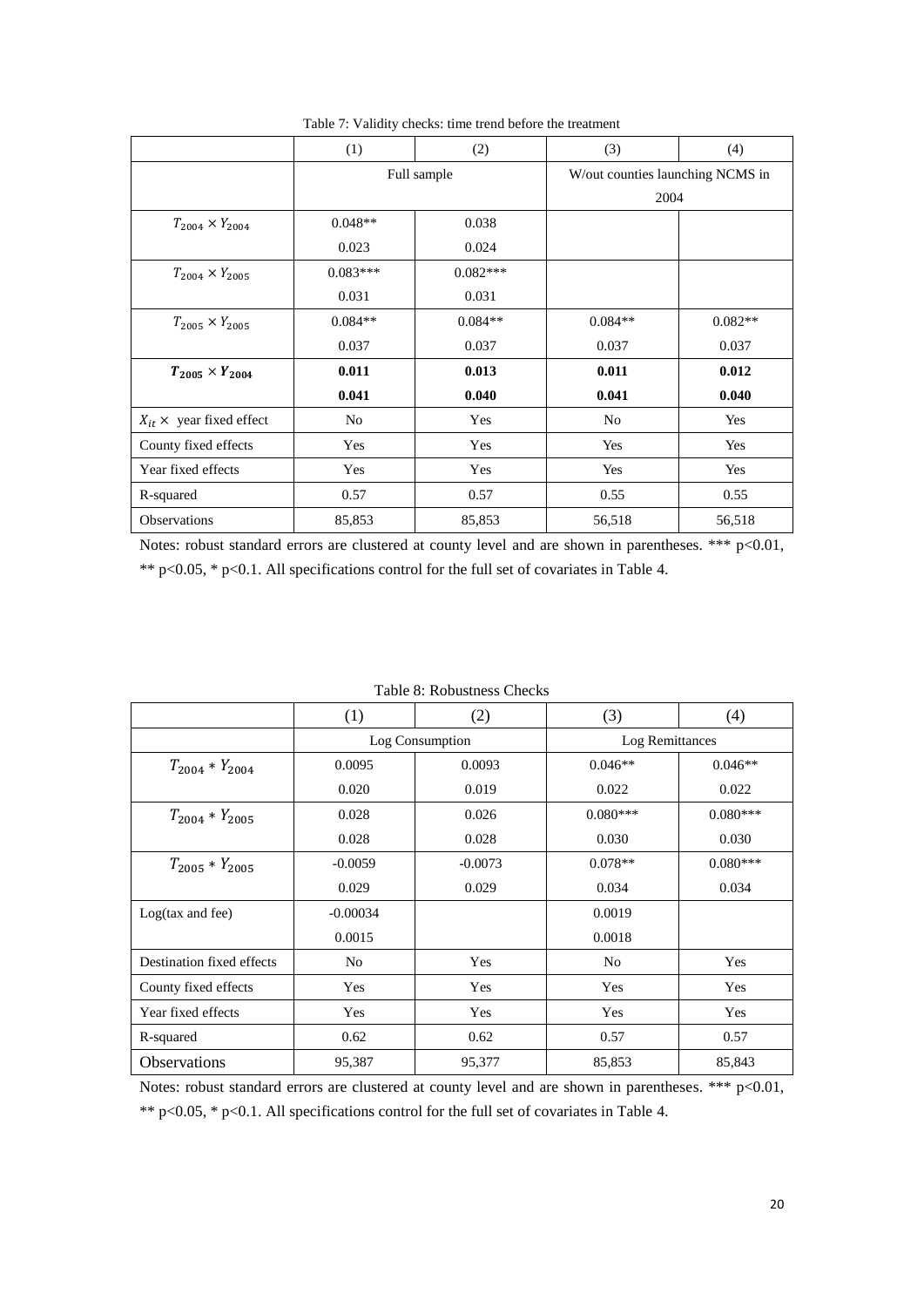Table 7: Validity checks: time trend before the treatment

| | (1) | (2) | (3) | (4) |
|---|---|---|---|---|
| | Full sample | | W/out counties launching NCMS in 2004 | |
| $T_{2004} \times Y_{2004}$ | 0.048** | 0.038 | | |
| | 0.023 | 0.024 | | |
| $T_{2004} \times Y_{2005}$ | 0.083*** | 0.082*** | | |
| | 0.031 | 0.031 | | |
| $T_{2005} \times Y_{2005}$ | 0.084** | 0.084** | 0.084** | 0.082** |
| | 0.037 | 0.037 | 0.037 | 0.037 |
| $\boldsymbol{T_{2005} \times Y_{2004}}$ | **0.011** | **0.013** | **0.011** | **0.012** |
| | **0.041** | **0.040** | **0.041** | **0.040** |
| $X_{it} \times$ year fixed effect | No | Yes | No | Yes |
| County fixed effects | Yes | Yes | Yes | Yes |
| Year fixed effects | Yes | Yes | Yes | Yes |
| R-squared | 0.57 | 0.57 | 0.55 | 0.55 |
| Observations | 85,853 | 85,853 | 56,518 | 56,518 |

Notes: robust standard errors are clustered at county level and are shown in parentheses. *** p<0.01, ** p<0.05, * p<0.1. All specifications control for the full set of covariates in Table 4.

Table 8: Robustness Checks

| | (1) | (2) | (3) | (4) |
|---|---|---|---|---|
| | Log Consumption | | Log Remittances | |
| $T_{2004} * Y_{2004}$ | 0.0095 | 0.0093 | 0.046** | 0.046** |
| | 0.020 | 0.019 | 0.022 | 0.022 |
| $T_{2004} * Y_{2005}$ | 0.028 | 0.026 | 0.080*** | 0.080*** |
| | 0.028 | 0.028 | 0.030 | 0.030 |
| $T_{2005} * Y_{2005}$ | -0.0059 | -0.0073 | 0.078** | 0.080*** |
| | 0.029 | 0.029 | 0.034 | 0.034 |
| Log(tax and fee) | -0.00034 | | 0.0019 | |
| | 0.0015 | | 0.0018 | |
| Destination fixed effects | No | Yes | No | Yes |
| County fixed effects | Yes | Yes | Yes | Yes |
| Year fixed effects | Yes | Yes | Yes | Yes |
| R-squared | 0.62 | 0.62 | 0.57 | 0.57 |
| Observations | 95,387 | 95,377 | 85,853 | 85,843 |

Notes: robust standard errors are clustered at county level and are shown in parentheses. *** p<0.01, ** p<0.05, * p<0.1. All specifications control for the full set of covariates in Table 4.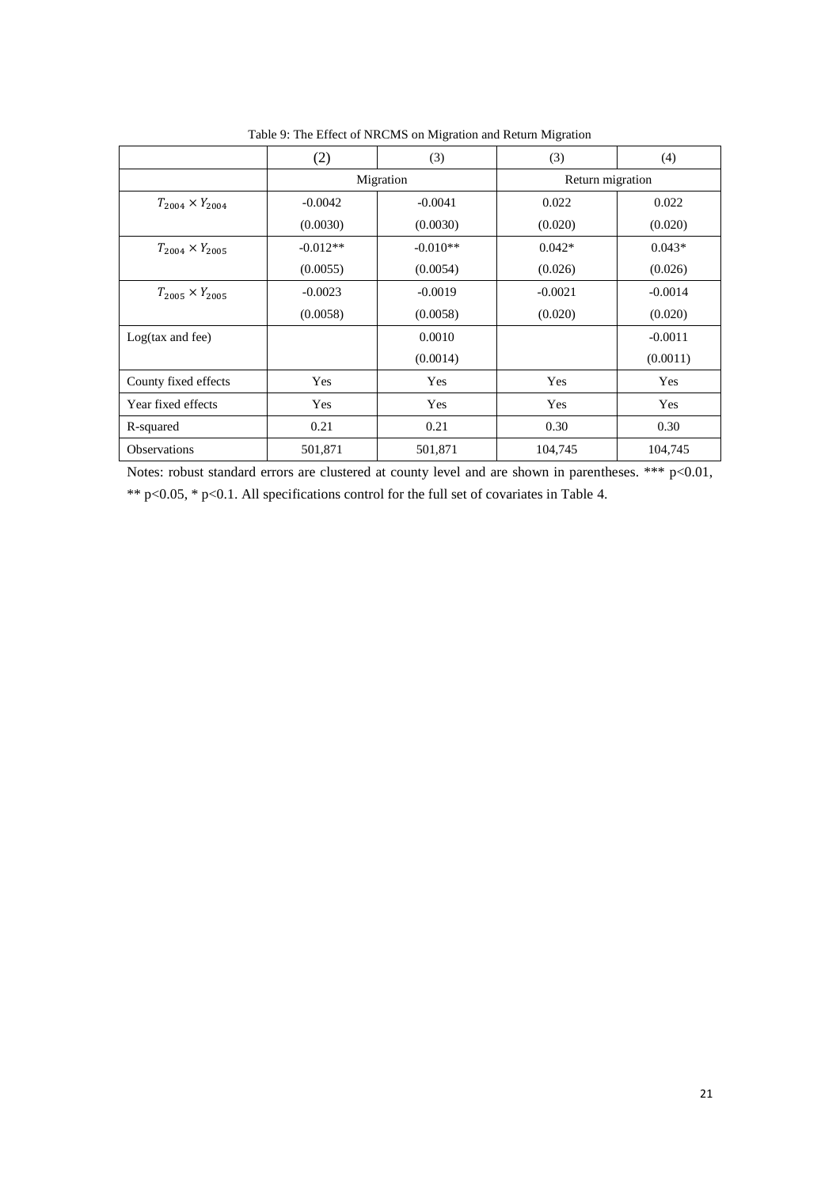Table 9: The Effect of NRCMS on Migration and Return Migration

| | (2) | (3) | (3) | (4) |
|---|---|---|---|---|
| | Migration | | Return migration | |
| $T_{2004} \times Y_{2004}$ | -0.0042 | -0.0041 | 0.022 | 0.022 |
| | (0.0030) | (0.0030) | (0.020) | (0.020) |
| $T_{2004} \times Y_{2005}$ | -0.012** | -0.010** | 0.042* | 0.043* |
| | (0.0055) | (0.0054) | (0.026) | (0.026) |
| $T_{2005} \times Y_{2005}$ | -0.0023 | -0.0019 | -0.0021 | -0.0014 |
| | (0.0058) | (0.0058) | (0.020) | (0.020) |
| Log(tax and fee) | | 0.0010 | | -0.0011 |
| | | (0.0014) | | (0.0011) |
| County fixed effects | Yes | Yes | Yes | Yes |
| Year fixed effects | Yes | Yes | Yes | Yes |
| R-squared | 0.21 | 0.21 | 0.30 | 0.30 |
| Observations | 501,871 | 501,871 | 104,745 | 104,745 |

Notes: robust standard errors are clustered at county level and are shown in parentheses. *** p<0.01, ** p<0.05, * p<0.1. All specifications control for the full set of covariates in Table 4.